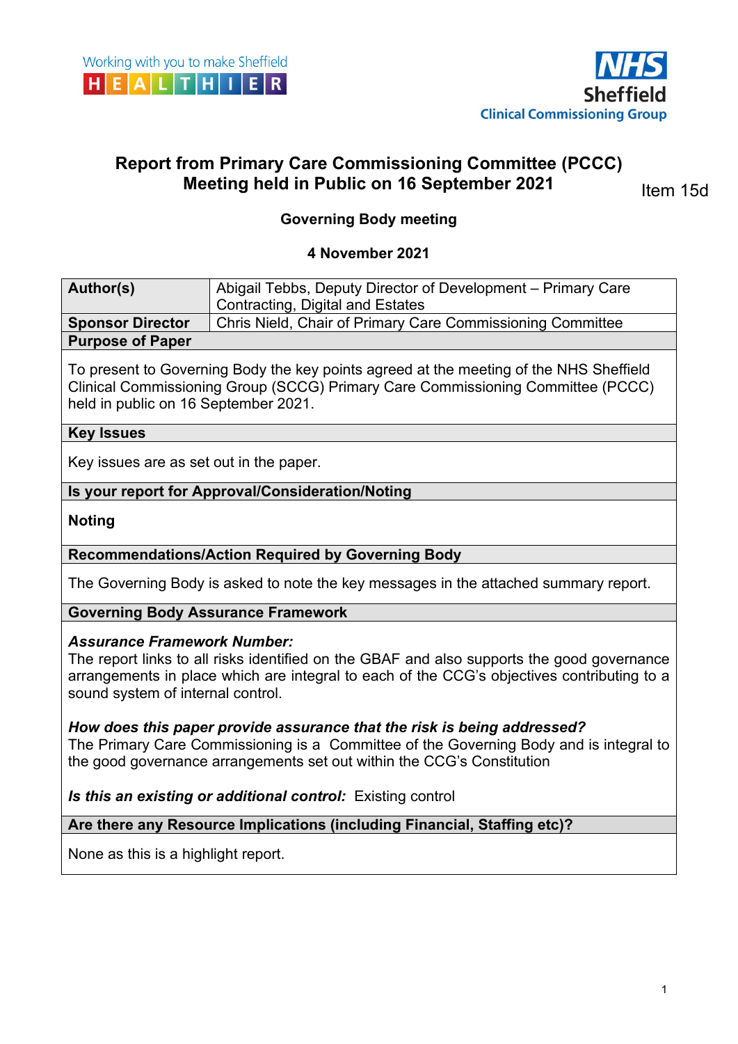Working with you to make Sheffield HEALTHIER

NHS Sheffield Clinical Commissioning Group

# Report from Primary Care Commissioning Committee (PCCC) Meeting held in Public on 16 September 2021

Item 15d

**Governing Body meeting**

**4 November 2021**

| **Author(s)** | Abigail Tebbs, Deputy Director of Development – Primary Care Contracting, Digital and Estates |
|---|---|
| **Sponsor Director** | Chris Nield, Chair of Primary Care Commissioning Committee |

**Purpose of Paper**

To present to Governing Body the key points agreed at the meeting of the NHS Sheffield Clinical Commissioning Group (SCCG) Primary Care Commissioning Committee (PCCC) held in public on 16 September 2021.

**Key Issues**

Key issues are as set out in the paper.

**Is your report for Approval/Consideration/Noting**

**Noting**

**Recommendations/Action Required by Governing Body**

The Governing Body is asked to note the key messages in the attached summary report.

**Governing Body Assurance Framework**

***Assurance Framework Number:***
The report links to all risks identified on the GBAF and also supports the good governance arrangements in place which are integral to each of the CCG's objectives contributing to a sound system of internal control.

***How does this paper provide assurance that the risk is being addressed?***
The Primary Care Commissioning is a Committee of the Governing Body and is integral to the good governance arrangements set out within the CCG's Constitution

***Is this an existing or additional control:*** Existing control

**Are there any Resource Implications (including Financial, Staffing etc)?**

None as this is a highlight report.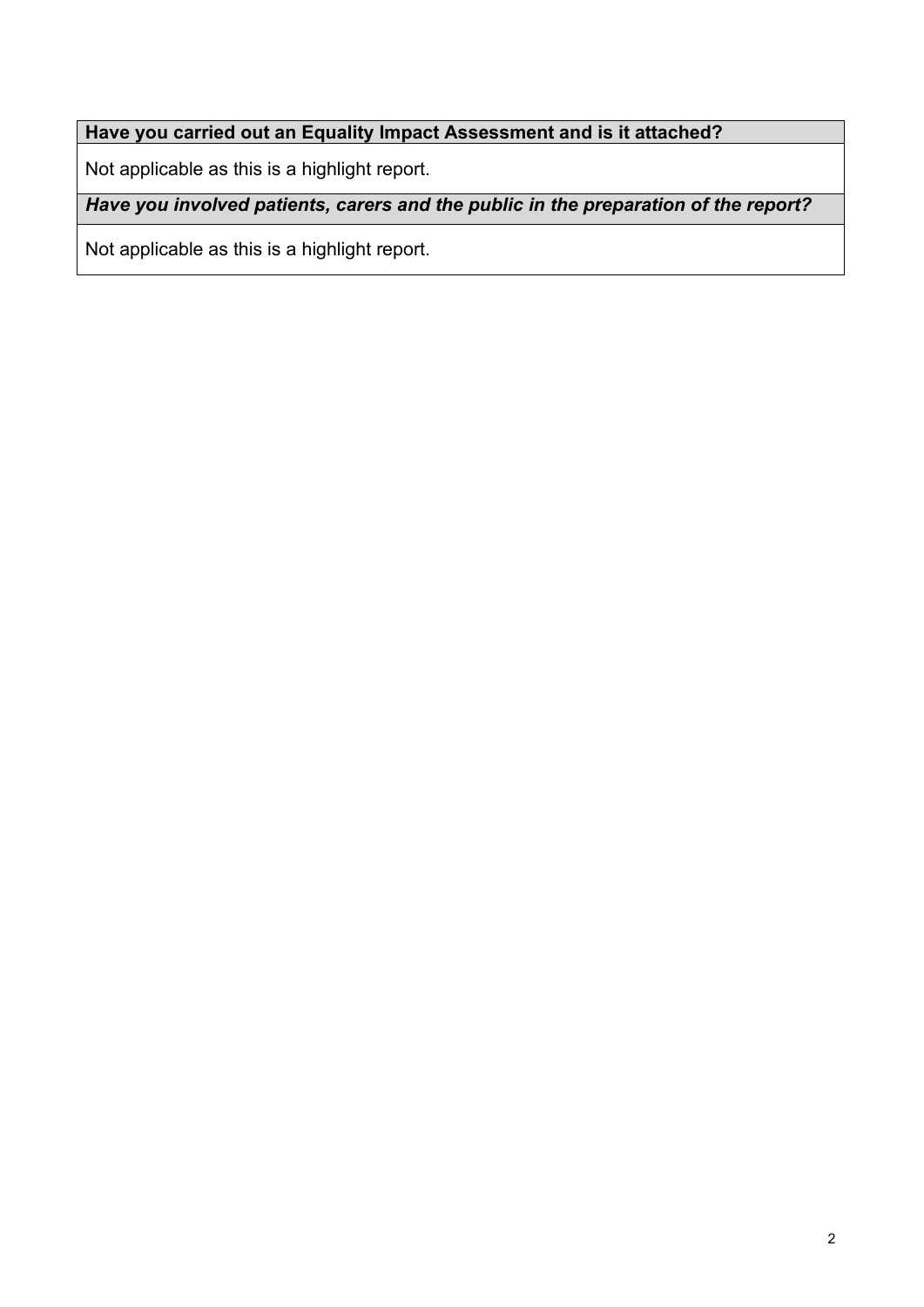**Have you carried out an Equality Impact Assessment and is it attached?**

Not applicable as this is a highlight report.

***Have you involved patients, carers and the public in the preparation of the report?***

Not applicable as this is a highlight report.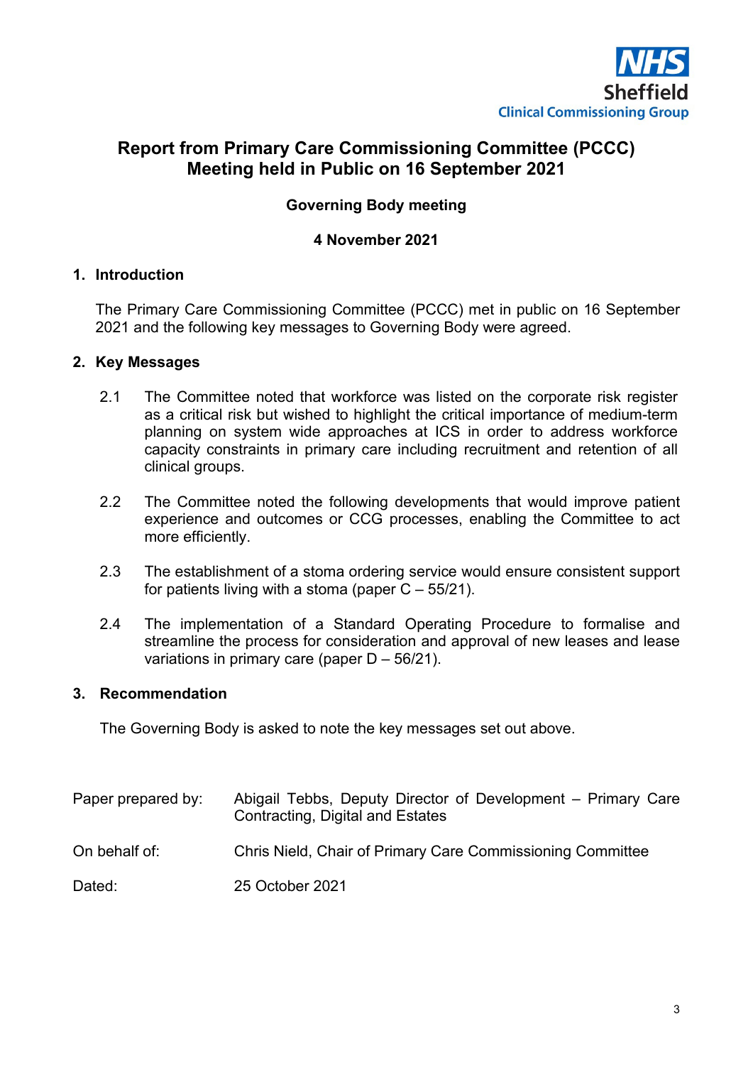NHS Sheffield Clinical Commissioning Group

# Report from Primary Care Commissioning Committee (PCCC) Meeting held in Public on 16 September 2021

**Governing Body meeting**

**4 November 2021**

## 1. Introduction

The Primary Care Commissioning Committee (PCCC) met in public on 16 September 2021 and the following key messages to Governing Body were agreed.

## 2. Key Messages

2.1 The Committee noted that workforce was listed on the corporate risk register as a critical risk but wished to highlight the critical importance of medium-term planning on system wide approaches at ICS in order to address workforce capacity constraints in primary care including recruitment and retention of all clinical groups.

2.2 The Committee noted the following developments that would improve patient experience and outcomes or CCG processes, enabling the Committee to act more efficiently.

2.3 The establishment of a stoma ordering service would ensure consistent support for patients living with a stoma (paper C – 55/21).

2.4 The implementation of a Standard Operating Procedure to formalise and streamline the process for consideration and approval of new leases and lease variations in primary care (paper D – 56/21).

## 3. Recommendation

The Governing Body is asked to note the key messages set out above.

| | |
|---|---|
| Paper prepared by: | Abigail Tebbs, Deputy Director of Development – Primary Care Contracting, Digital and Estates |
| On behalf of: | Chris Nield, Chair of Primary Care Commissioning Committee |
| Dated: | 25 October 2021 |